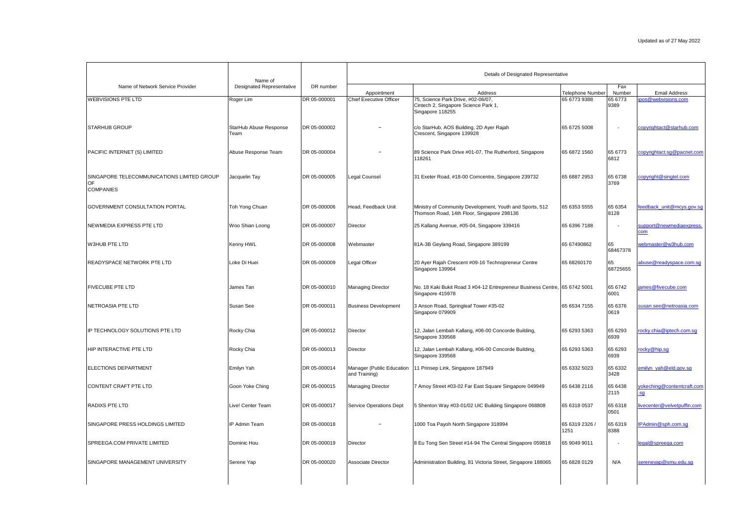Updated as of 27 May 2022

| Name of Network Service Provider | Name of Designated Representative | DR number | Details of Designated Representative | | | | |
|---|---|---|---|---|---|---|---|
| | | | Appointment | Address | Telephone Number | Fax Number | Email Address |
| WEBVISIONS PTE LTD | Roger Lim | DR 05-000001 | Chief Executive Officer | 75, Science Park Drive, #02-06/07, Cintech 2, Singapore Science Park 1, Singapore 118255 | 65 6773 9388 | 65 6773 9389 | ipos@webvisions.com |
| STARHUB GROUP | StarHub Abuse Response Team | DR 05-000002 | – | c/o StarHub, AOS Building, 2D Ayer Rajah Crescent, Singapore 139928 | 65 6725 5008 | - | copyrightact@starhub.com |
| PACIFIC INTERNET (S) LIMITED | Abuse Response Team | DR 05-000004 | – | 89 Science Park Drive #01-07, The Rutherford, Singapore 118261 | 65 6872 1560 | 65 6773 6812 | copyrightact.sg@pacnet.com |
| SINGAPORE TELECOMMUNICATIONS LIMITED GROUP OF COMPANIES | Jacquelin Tay | DR 05-000005 | Legal Counsel | 31 Exeter Road, #18-00 Comcentre, Singapore 239732 | 65 6887 2953 | 65 6738 3769 | copyright@singtel.com |
| GOVERNMENT CONSULTATION PORTAL | Toh Yong Chuan | DR 05-000006 | Head, Feedback Unit | Ministry of Community Development, Youth and Sports, 512 Thomson Road, 14th Floor, Singapore 298136 | 65 6353 5555 | 65 6354 8128 | feedback_unit@mcys.gov.sg |
| NEWMEDIA EXPRESS PTE LTD | Woo Shian Loong | DR 05-000007 | Director | 25 Kallang Avenue, #05-04, Singapore 339416 | 65 6396 7188 | - | support@newmediaexpress.com |
| W3HUB PTE LTD | Kenny HWL | DR 05-000008 | Webmaster | 81A-3B Geylang Road, Singapore 389199 | 65 67490862 | 65 68467378 | webmaster@w3hub.com |
| READYSPACE NETWORK PTE LTD | Loke Di Huei | DR 05-000009 | Legal Officer | 20 Ayer Rajah Crescent #09-16 Technopreneur Centre Singapore 139964 | 65 68260170 | 65 68725655 | abuse@readyspace.com.sg |
| FIVECUBE PTE LTD | James Tan | DR 05-000010 | Managing Director | No. 18 Kaki Bukit Road 3 #04-12 Entrepreneur Business Centre, Singapore 415978 | 65 6742 5001 | 65 6742 6001 | james@fivecube.com |
| NETROASIA PTE LTD | Susan See | DR 05-000011 | Business Development | 3 Anson Road, Springleaf Tower #35-02 Singapore 079909 | 65 6534 7155 | 65 6376 0619 | susan.see@netroasia.com |
| IP TECHNOLOGY SOLUTIONS PTE LTD | Rocky Chia | DR 05-000012 | Director | 12, Jalan Lembah Kallang, #06-00 Concorde Building, Singapore 339568 | 65 6293 5363 | 65 6293 6939 | rocky.chia@iptech.com.sg |
| HIP INTERACTIVE PTE LTD | Rocky Chia | DR 05-000013 | Director | 12, Jalan Lembah Kallang, #06-00 Concorde Building, Singapore 339568 | 65 6293 5363 | 65 6293 6939 | rocky@hip.sg |
| ELECTIONS DEPARTMENT | Emilyn Yah | DR 05-000014 | Manager (Public Education and Training) | 11 Prinsep Link, Singapore 187949 | 65 6332 5023 | 65 6332 3428 | emilyn_yah@eld.gov.sg |
| CONTENT CRAFT PTE LTD | Goon Yoke Ching | DR 05-000015 | Managing Director | 7 Amoy Street #03-02 Far East Square Singapore 049949 | 65 6438 2116 | 65 6438 2115 | yokeching@contentcraft.com.sg |
| RADIXS PTE LTD | Live! Center Team | DR 05-000017 | Service Operations Dept | 5 Shenton Way #03-01/02 UIC Building Singapore 068808 | 65 6318 0537 | 65 6318 0501 | livecenter@velvetpuffin.com |
| SINGAPORE PRESS HOLDINGS LIMITED | IP Admin Team | DR 05-000018 | – | 1000 Toa Payoh North Singapore 318994 | 65 6319 2326 / 1251 | 65 6319 8388 | IPAdmin@sph.com.sg |
| SPREEGA.COM PRIVATE LIMITED | Dominic Hou | DR 05-000019 | Director | 8 Eu Tong Sen Street #14-94 The Central Singapore 059818 | 65 9049 9011 | - | legal@spreega.com |
| SINGAPORE MANAGEMENT UNIVERSITY | Serene Yap | DR 05-000020 | Associate Director | Administration Building, 81 Victoria Street, Singapore 188065 | 65 6828 0129 | N/A | sereneyap@smu.edu.sg |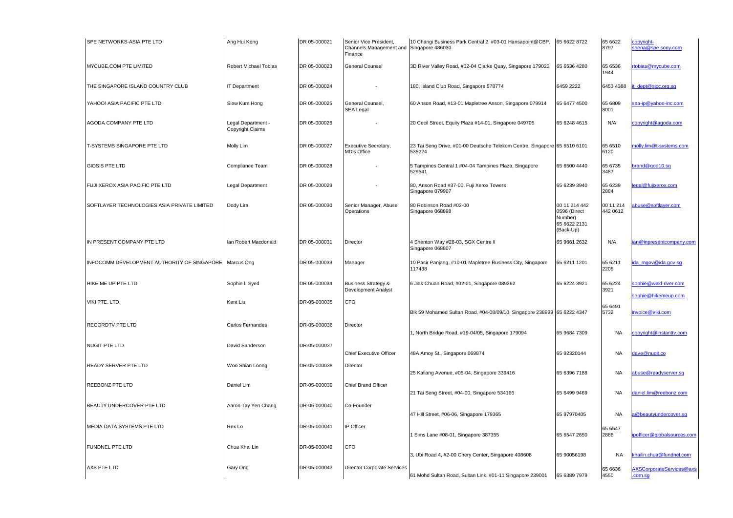| | | | | | | | |
|---|---|---|---|---|---|---|---|
| SPE NETWORKS-ASIA PTE LTD | Ang Hui Keng | DR 05-000021 | Senior Vice President, Channels Management and Finance | 10 Changi Business Park Central 2, #03-01 Hansapoint@CBP, Singapore 486030 | 65 6622 8722 | 65 6622 8797 | copyright-spena@spe.sony.com |
| MYCUBE.COM PTE LIMITED | Robert Michael Tobias | DR 05-000023 | General Counsel | 3D River Valley Road, #02-04 Clarke Quay, Singapore 179023 | 65 6536 4280 | 65 6536 1944 | rtobias@mycube.com |
| THE SINGAPORE ISLAND COUNTRY CLUB | IT Department | DR 05-000024 | - | 180, Island Club Road, Singapore 578774 | 6459 2222 | 6453 4388 | it_dept@sicc.org.sg |
| YAHOO! ASIA PACIFIC PTE LTD | Siew Kum Hong | DR 05-000025 | General Counsel, SEA Legal | 60 Anson Road, #13-01 Mapletree Anson, Singapore 079914 | 65 6477 4500 | 65 6809 8001 | sea-ip@yahoo-inc.com |
| AGODA COMPANY PTE LTD | Legal Department - Copyright Claims | DR 05-000026 | - | 20 Cecil Street, Equity Plaza #14-01, Singapore 049705 | 65 6248 4615 | N/A | copyright@agoda.com |
| T-SYSTEMS SINGAPORE PTE LTD | Molly Lim | DR 05-000027 | Executive Secretary, MD's Office | 23 Tai Seng Drive, #01-00 Deutsche Telekom Centre, Singapore 535224 | 65 6510 6101 | 65 6510 6120 | molly.lim@t-systems.com |
| GIOSIS PTE LTD | Compliance Team | DR 05-000028 | - | 5 Tampines Central 1 #04-04 Tampines Plaza, Singapore 529541 | 65 6500 4440 | 65 6735 3487 | brand@qoo10.sg |
| FUJI XEROX ASIA PACIFIC PTE LTD | Legal Department | DR 05-000029 | - | 80, Anson Road #37-00, Fuji Xerox Towers Singapore 079907 | 65 6239 3940 | 65 6239 2884 | legal@fujixerox.com |
| SOFTLAYER TECHNOLOGIES ASIA PRIVATE LIMITED | Dody Lira | DR 05-000030 | Senior Manager, Abuse Operations | 80 Robinson Road #02-00 Singapore 068898 | 00 11 214 442 0596 (Direct Number) 65 6622 2131 (Back-Up) | 00 11 214 442 0612 | abuse@softlayer.com |
| IN PRESENT COMPANY PTE LTD | Ian Robert Macdonald | DR 05-000031 | Director | 4 Shenton Way #28-03, SGX Centre II Singapore 068807 | 65 9661 2632 | N/A | ian@inpresentcompany.com |
| INFOCOMM DEVELOPMENT AUTHORITY OF SINGAPORE | Marcus Ong | DR 05-000033 | Manager | 10 Pasir Panjang, #10-01 Mapletree Business City, Singapore 117438 | 65 6211 1201 | 65 6211 2205 | ida_mgov@ida.gov.sg |
| HIKE ME UP PTE LTD | Sophie I. Syed | DR 05-000034 | Business Strategy & Development Analyst | 6 Jiak Chuan Road, #02-01, Singapore 089262 | 65 6224 3921 | 65 6224 3921 | sophie@weld-river.com sophie@hikemeup.com |
| VIKI PTE. LTD. | Kent Liu | DR-05-000035 | CFO | Blk 59 Mohamed Sultan Road, #04-08/09/10, Singapore 238999 | 65 6222 4347 | 65 6491 5732 | invoice@viki.com |
| RECORDTV PTE LTD | Carlos Fernandes | DR-05-000036 | Director | 1, North Bridge Road, #19-04/05, Singapore 179094 | 65 9684 7309 | NA | copyright@instanttv.com |
| NUGIT PTE LTD | David Sanderson | DR-05-000037 | Chief Executive Officer | 48A Amoy St., Singapore 069874 | 65 92320144 | NA | dave@nugit.co |
| READY SERVER PTE LTD | Woo Shian Loong | DR-05-000038 | Director | 25 Kallang Avenue, #05-04, Singapore 339416 | 65 6396 7188 | NA | abuse@readyserver.sg |
| REEBONZ PTE LTD | Daniel Lim | DR-05-000039 | Chief Brand Officer | 21 Tai Seng Street, #04-00, Singapore 534166 | 65 6499 9469 | NA | daniel.lim@reebonz.com |
| BEAUTY UNDERCOVER PTE LTD | Aaron Tay Yen Chang | DR-05-000040 | Co-Founder | 47 Hill Street, #06-06, Singapore 179365 | 65 97970405 | NA | a@beautyundercover.sg |
| MEDIA DATA SYSTEMS PTE LTD | Rex Lo | DR-05-000041 | IP Officer | 1 Sims Lane #08-01, Singapore 387355 | 65 6547 2650 | 65 6547 2888 | ipofficer@globalsources.com |
| FUNDNEL PTE LTD | Chua Khai Lin | DR-05-000042 | CFO | 3, Ubi Road 4, #2-00 Chery Center, Singapore 408608 | 65 90056198 | NA | khailin.chua@fundnel.com |
| AXS PTE LTD | Gary Ong | DR-05-000043 | Director Corporate Services | 61 Mohd Sultan Road, Sultan Link, #01-11 Singapore 239001 | 65 6389 7979 | 65 6636 4550 | AXSCorporateServices@axs.com.sg |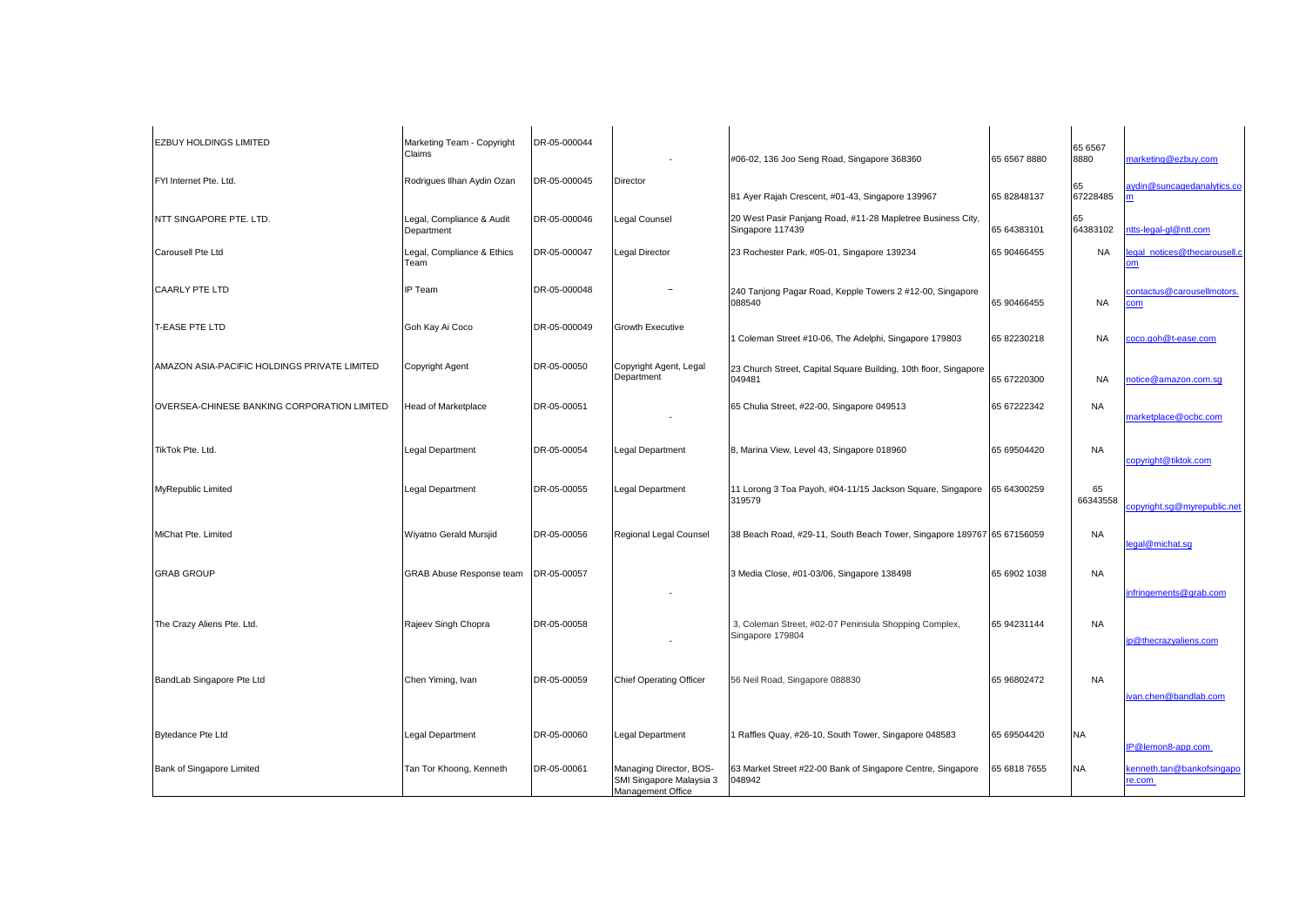| | | | | | | | |
|---|---|---|---|---|---|---|---|
| EZBUY HOLDINGS LIMITED | Marketing Team - Copyright Claims | DR-05-000044 | - | #06-02, 136 Joo Seng Road, Singapore 368360 | 65 6567 8880 | 65 6567 8880 | marketing@ezbuy.com |
| FYI Internet Pte. Ltd. | Rodrigues Ilhan Aydin Ozan | DR-05-000045 | Director | 81 Ayer Rajah Crescent, #01-43, Singapore 139967 | 65 82848137 | 65 67228485 | aydin@suncagedanalytics.com |
| NTT SINGAPORE PTE. LTD. | Legal, Compliance & Audit Department | DR-05-000046 | Legal Counsel | 20 West Pasir Panjang Road, #11-28 Mapletree Business City, Singapore 117439 | 65 64383101 | 65 64383102 | ntts-legal-gl@ntt.com |
| Carousell Pte Ltd | Legal, Compliance & Ethics Team | DR-05-000047 | Legal Director | 23 Rochester Park, #05-01, Singapore 139234 | 65 90466455 | NA | legal_notices@thecarousell.com |
| CAARLY PTE LTD | IP Team | DR-05-000048 | – | 240 Tanjong Pagar Road, Kepple Towers 2 #12-00, Singapore 088540 | 65 90466455 | NA | contactus@carousellmotors.com |
| T-EASE PTE LTD | Goh Kay Ai Coco | DR-05-000049 | Growth Executive | 1 Coleman Street #10-06, The Adelphi, Singapore 179803 | 65 82230218 | NA | coco.goh@t-ease.com |
| AMAZON ASIA-PACIFIC HOLDINGS PRIVATE LIMITED | Copyright Agent | DR-05-00050 | Copyright Agent, Legal Department | 23 Church Street, Capital Square Building, 10th floor, Singapore 049481 | 65 67220300 | NA | notice@amazon.com.sg |
| OVERSEA-CHINESE BANKING CORPORATION LIMITED | Head of Marketplace | DR-05-00051 | - | 65 Chulia Street, #22-00, Singapore 049513 | 65 67222342 | NA | marketplace@ocbc.com |
| TikTok Pte. Ltd. | Legal Department | DR-05-00054 | Legal Department | 8, Marina View, Level 43, Singapore 018960 | 65 69504420 | NA | copyright@tiktok.com |
| MyRepublic Limited | Legal Department | DR-05-00055 | Legal Department | 11 Lorong 3 Toa Payoh, #04-11/15 Jackson Square, Singapore 319579 | 65 64300259 | 65 66343558 | copyright.sg@myrepublic.net |
| MiChat Pte. Limited | Wiyatno Gerald Mursjid | DR-05-00056 | Regional Legal Counsel | 38 Beach Road, #29-11, South Beach Tower, Singapore 189767 | 65 67156059 | NA | legal@michat.sg |
| GRAB GROUP | GRAB Abuse Response team | DR-05-00057 | - | 3 Media Close, #01-03/06, Singapore 138498 | 65 6902 1038 | NA | infringements@grab.com |
| The Crazy Aliens Pte. Ltd. | Rajeev Singh Chopra | DR-05-00058 | - | 3, Coleman Street, #02-07 Peninsula Shopping Complex, Singapore 179804 | 65 94231144 | NA | ip@thecrazyaliens.com |
| BandLab Singapore Pte Ltd | Chen Yiming, Ivan | DR-05-00059 | Chief Operating Officer | 56 Neil Road, Singapore 088830 | 65 96802472 | NA | ivan.chen@bandlab.com |
| Bytedance Pte Ltd | Legal Department | DR-05-00060 | Legal Department | 1 Raffles Quay, #26-10, South Tower, Singapore 048583 | 65 69504420 | NA | IP@lemon8-app.com |
| Bank of Singapore Limited | Tan Tor Khoong, Kenneth | DR-05-00061 | Managing Director, BOS-SMI Singapore Malaysia 3 Management Office | 63 Market Street #22-00 Bank of Singapore Centre, Singapore 048942 | 65 6818 7655 | NA | kenneth.tan@bankofsingapore.com |